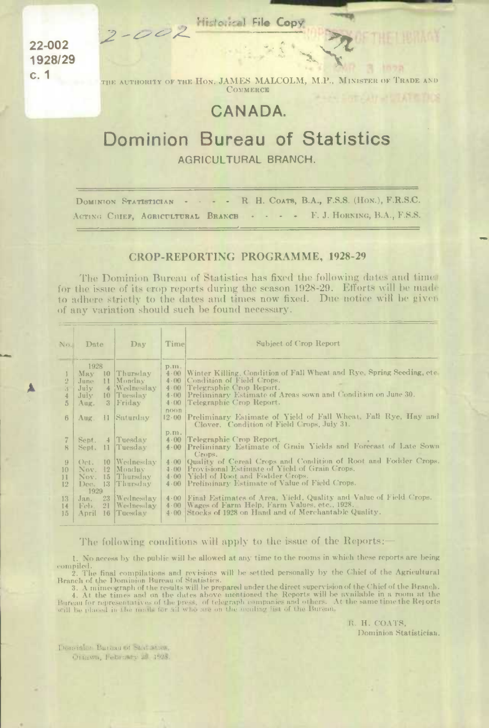22-002
1928/29
c. 1

2-002

Historical File Copy

PROPERTY OF THE LIBRARY

THE AUTHORITY OF THE HON. JAMES MALCOLM, M.P., MINISTER OF TRADE AND COMMERCE

# CANADA.

# Dominion Bureau of Statistics

## AGRICULTURAL BRANCH.

DOMINION STATISTICIAN - - - - R. H. COATS, B.A., F.S.S. (HON.), F.R.S.C.

ACTING CHIEF, AGRICULTURAL BRANCH - - - - F. J. HORNING, B.A., F.S.S.

### CROP-REPORTING PROGRAMME, 1928-29

The Dominion Bureau of Statistics has fixed the following dates and times for the issue of its crop reports during the season 1928-29. Efforts will be made to adhere strictly to the dates and times now fixed. Due notice will be given of any variation should such be found necessary.

| No. | Date | Day | Time | Subject of Crop Report |
|---|---|---|---|---|
| | 1928 | | p.m. | |
| 1 | May 10 | Thursday | 4·00 | Winter Killing, Condition of Fall Wheat and Rye, Spring Seeding, etc. |
| 2 | June 11 | Monday | 4·00 | Condition of Field Crops. |
| 3 | July 4 | Wednesday | 4·00 | Telegraphic Crop Report. |
| 4 | July 10 | Tuesday | 4·00 | Preliminary Estimate of Areas sown and Condition on June 30. |
| 5 | Aug. 3 | Friday | 4·00 | Telegraphic Crop Report. |
| | | | noon | |
| 6 | Aug. 11 | Saturday | 12·00 | Preliminary Estimate of Yield of Fall Wheat, Fall Rye, Hay and Clover. Condition of Field Crops, July 31. |
| | | | p.m. | |
| 7 | Sept. 4 | Tuesday | 4·00 | Telegraphic Crop Report. |
| 8 | Sept. 11 | Tuesday | 4·00 | Preliminary Estimate of Grain Yields and Forecast of Late Sown Crops. |
| 9 | Oct. 10 | Wednesday | 4·00 | Quality of Cereal Crops and Condition of Root and Fodder Crops. |
| 10 | Nov. 12 | Monday | 4·00 | Provisional Estimate of Yield of Grain Crops. |
| 11 | Nov. 15 | Thursday | 4·00 | Yield of Root and Fodder Crops. |
| 12 | Dec. 13 | Thursday | 4·00 | Preliminary Estimate of Value of Field Crops. |
| | 1929 | | | |
| 13 | Jan. 23 | Wednesday | 4·00 | Final Estimates of Area, Yield, Quality and Value of Field Crops. |
| 14 | Feb. 21 | Wednesday | 4·00 | Wages of Farm Help, Farm Values, etc., 1928. |
| 15 | April 16 | Tuesday | 4·00 | Stocks of 1928 on Hand and of Merchantable Quality. |

The following conditions will apply to the issue of the Reports:—

1. No access by the public will be allowed at any time to the rooms in which these reports are being compiled.
2. The final compilations and revisions will be settled personally by the Chief of the Agricultural Branch of the Dominion Bureau of Statistics.
3. A mimeograph of the results will be prepared under the direct supervision of the Chief of the Branch.
4. At the times and on the dates above mentioned the Reports will be available in a room at the Bureau for representatives of the press, of telegraph companies and others. At the same time the Reports will be placed in the mails for all who are on the mailing list of the Bureau.

R. H. COATS,
Dominion Statistician.

Dominion Bureau of Statistics,
Ottawa, February 29, 1928.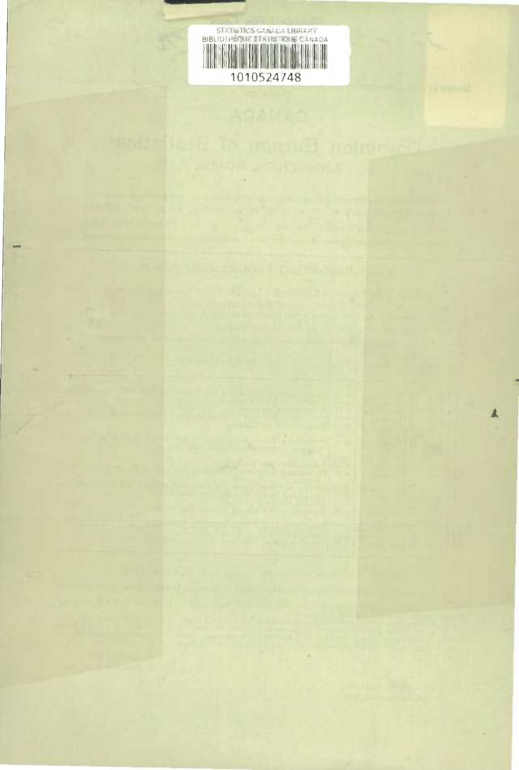STATISTICS CANADA LIBRARY
BIBLIOTHÈQUE STATISTIQUE CANADA

1010524748